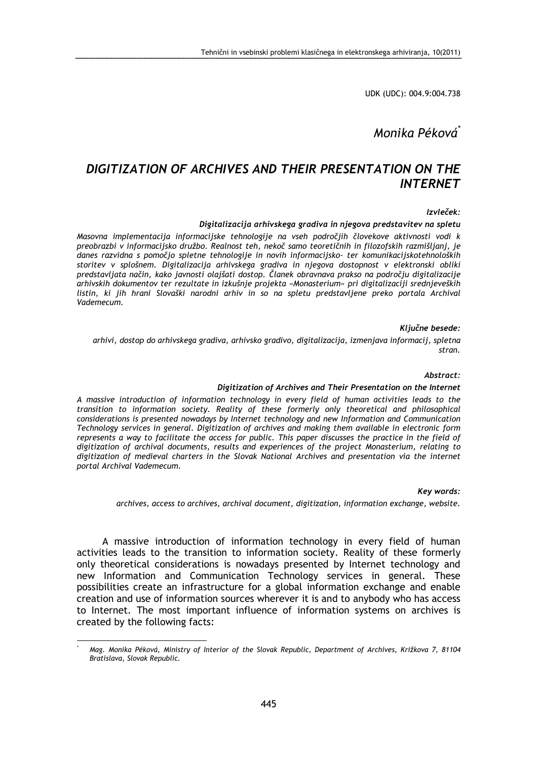UDK (UDC): 004.9:004.738

*Monika Péková*[*]

# DIGITIZATION OF ARCHIVES AND THEIR PRESENTATION ON THE INTERNET

***Izvleček:***

***Digitalizacija arhivskega gradiva in njegova predstavitev na spletu***

*Masovna implementacija informacijske tehnologije na vseh področjih človekove aktivnosti vodi k preobrazbi v informacijsko družbo. Realnost teh, nekoč samo teoretičnih in filozofskih razmišljanj, je danes razvidna s pomočjo spletne tehnologije in novih informacijsko- ter komunikacijskotehnoloških storitev v splošnem. Digitalizacija arhivskega gradiva in njegova dostopnost v elektronski obliki predstavljata način, kako javnosti olajšati dostop. Članek obravnava prakso na področju digitalizacije arhivskih dokumentov ter rezultate in izkušnje projekta »Monasterium« pri digitalizaciji srednjeveških listin, ki jih hrani Slovaški narodni arhiv in so na spletu predstavljene preko portala Archival Vademecum.*

***Ključne besede:***

*arhivi, dostop do arhivskega gradiva, arhivsko gradivo, digitalizacija, izmenjava informacij, spletna stran.*

***Abstract:***

***Digitization of Archives and Their Presentation on the Internet***

*A massive introduction of information technology in every field of human activities leads to the transition to information society. Reality of these formerly only theoretical and philosophical considerations is presented nowadays by Internet technology and new Information and Communication Technology services in general. Digitization of archives and making them available in electronic form represents a way to facilitate the access for public. This paper discusses the practice in the field of digitization of archival documents, results and experiences of the project Monasterium, relating to digitization of medieval charters in the Slovak National Archives and presentation via the internet portal Archival Vademecum.*

***Key words:***

*archives, access to archives, archival document, digitization, information exchange, website.*

A massive introduction of information technology in every field of human activities leads to the transition to information society. Reality of these formerly only theoretical considerations is nowadays presented by Internet technology and new Information and Communication Technology services in general. These possibilities create an infrastructure for a global information exchange and enable creation and use of information sources wherever it is and to anybody who has access to Internet. The most important influence of information systems on archives is created by the following facts:

[*] *Mag. Monika Péková, Ministry of Interior of the Slovak Republic, Department of Archives, Križkova 7, 81104 Bratislava, Slovak Republic.*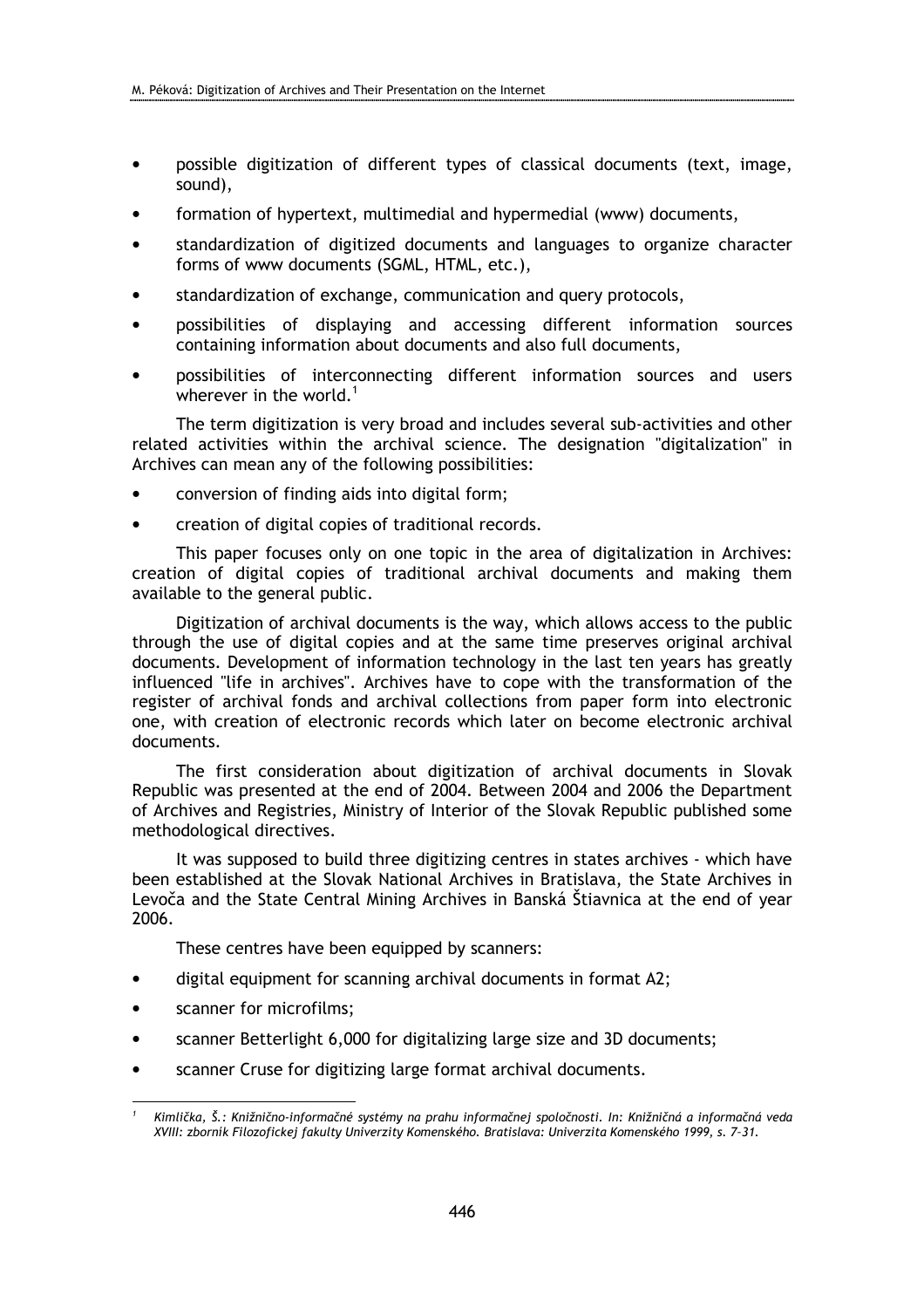- possible digitization of different types of classical documents (text, image, sound),
- formation of hypertext, multimedial and hypermedial (www) documents,
- standardization of digitized documents and languages to organize character forms of www documents (SGML, HTML, etc.),
- standardization of exchange, communication and query protocols,
- possibilities of displaying and accessing different information sources containing information about documents and also full documents,
- possibilities of interconnecting different information sources and users wherever in the world.[1]

The term digitization is very broad and includes several sub-activities and other related activities within the archival science. The designation "digitalization" in Archives can mean any of the following possibilities:

- conversion of finding aids into digital form;
- creation of digital copies of traditional records.

This paper focuses only on one topic in the area of digitalization in Archives: creation of digital copies of traditional archival documents and making them available to the general public.

Digitization of archival documents is the way, which allows access to the public through the use of digital copies and at the same time preserves original archival documents. Development of information technology in the last ten years has greatly influenced "life in archives". Archives have to cope with the transformation of the register of archival fonds and archival collections from paper form into electronic one, with creation of electronic records which later on become electronic archival documents.

The first consideration about digitization of archival documents in Slovak Republic was presented at the end of 2004. Between 2004 and 2006 the Department of Archives and Registries, Ministry of Interior of the Slovak Republic published some methodological directives.

It was supposed to build three digitizing centres in states archives - which have been established at the Slovak National Archives in Bratislava, the State Archives in Levoča and the State Central Mining Archives in Banská Štiavnica at the end of year 2006.

These centres have been equipped by scanners:

- digital equipment for scanning archival documents in format A2;
- scanner for microfilms;
- scanner Betterlight 6,000 for digitalizing large size and 3D documents;
- scanner Cruse for digitizing large format archival documents.

[1] *Kimlička, Š.: Knižnično-informačné systémy na prahu informačnej spoločnosti. In: Knižničná a informačná veda XVIII: zborník Filozofickej fakulty Univerzity Komenského. Bratislava: Univerzita Komenského 1999, s. 7–31.*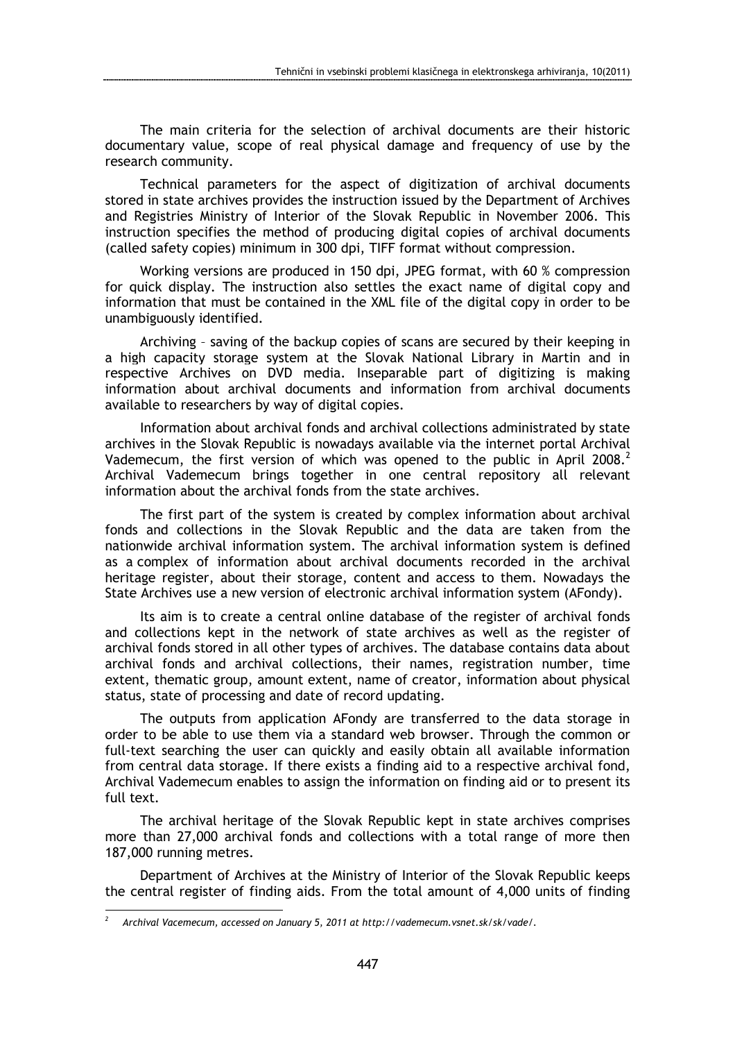The main criteria for the selection of archival documents are their historic documentary value, scope of real physical damage and frequency of use by the research community.

Technical parameters for the aspect of digitization of archival documents stored in state archives provides the instruction issued by the Department of Archives and Registries Ministry of Interior of the Slovak Republic in November 2006. This instruction specifies the method of producing digital copies of archival documents (called safety copies) minimum in 300 dpi, TIFF format without compression.

Working versions are produced in 150 dpi, JPEG format, with 60 % compression for quick display. The instruction also settles the exact name of digital copy and information that must be contained in the XML file of the digital copy in order to be unambiguously identified.

Archiving – saving of the backup copies of scans are secured by their keeping in a high capacity storage system at the Slovak National Library in Martin and in respective Archives on DVD media. Inseparable part of digitizing is making information about archival documents and information from archival documents available to researchers by way of digital copies.

Information about archival fonds and archival collections administrated by state archives in the Slovak Republic is nowadays available via the internet portal Archival Vademecum, the first version of which was opened to the public in April 2008.[2] Archival Vademecum brings together in one central repository all relevant information about the archival fonds from the state archives.

The first part of the system is created by complex information about archival fonds and collections in the Slovak Republic and the data are taken from the nationwide archival information system. The archival information system is defined as a complex of information about archival documents recorded in the archival heritage register, about their storage, content and access to them. Nowadays the State Archives use a new version of electronic archival information system (AFondy).

Its aim is to create a central online database of the register of archival fonds and collections kept in the network of state archives as well as the register of archival fonds stored in all other types of archives. The database contains data about archival fonds and archival collections, their names, registration number, time extent, thematic group, amount extent, name of creator, information about physical status, state of processing and date of record updating.

The outputs from application AFondy are transferred to the data storage in order to be able to use them via a standard web browser. Through the common or full-text searching the user can quickly and easily obtain all available information from central data storage. If there exists a finding aid to a respective archival fond, Archival Vademecum enables to assign the information on finding aid or to present its full text.

The archival heritage of the Slovak Republic kept in state archives comprises more than 27,000 archival fonds and collections with a total range of more then 187,000 running metres.

Department of Archives at the Ministry of Interior of the Slovak Republic keeps the central register of finding aids. From the total amount of 4,000 units of finding

---

[2] *Archival Vacemecum, accessed on January 5, 2011 at http://vademecum.vsnet.sk/sk/vade/.*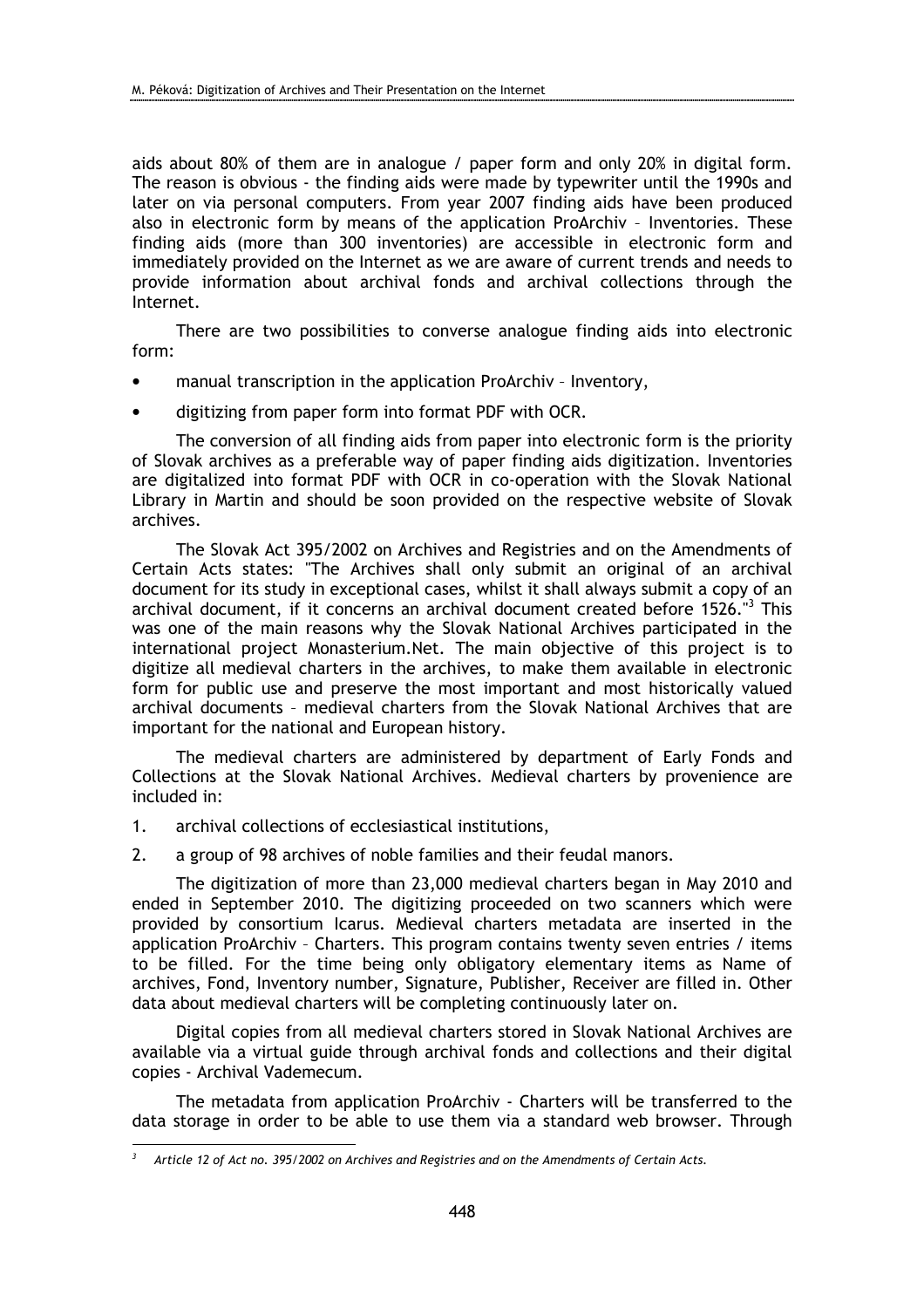aids about 80% of them are in analogue / paper form and only 20% in digital form. The reason is obvious - the finding aids were made by typewriter until the 1990s and later on via personal computers. From year 2007 finding aids have been produced also in electronic form by means of the application ProArchiv – Inventories. These finding aids (more than 300 inventories) are accessible in electronic form and immediately provided on the Internet as we are aware of current trends and needs to provide information about archival fonds and archival collections through the Internet.

There are two possibilities to converse analogue finding aids into electronic form:

- manual transcription in the application ProArchiv – Inventory,
- digitizing from paper form into format PDF with OCR.

The conversion of all finding aids from paper into electronic form is the priority of Slovak archives as a preferable way of paper finding aids digitization. Inventories are digitalized into format PDF with OCR in co-operation with the Slovak National Library in Martin and should be soon provided on the respective website of Slovak archives.

The Slovak Act 395/2002 on Archives and Registries and on the Amendments of Certain Acts states: "The Archives shall only submit an original of an archival document for its study in exceptional cases, whilst it shall always submit a copy of an archival document, if it concerns an archival document created before 1526."[3] This was one of the main reasons why the Slovak National Archives participated in the international project Monasterium.Net. The main objective of this project is to digitize all medieval charters in the archives, to make them available in electronic form for public use and preserve the most important and most historically valued archival documents – medieval charters from the Slovak National Archives that are important for the national and European history.

The medieval charters are administered by department of Early Fonds and Collections at the Slovak National Archives. Medieval charters by provenience are included in:

1. archival collections of ecclesiastical institutions,
2. a group of 98 archives of noble families and their feudal manors.

The digitization of more than 23,000 medieval charters began in May 2010 and ended in September 2010. The digitizing proceeded on two scanners which were provided by consortium Icarus. Medieval charters metadata are inserted in the application ProArchiv – Charters. This program contains twenty seven entries / items to be filled. For the time being only obligatory elementary items as Name of archives, Fond, Inventory number, Signature, Publisher, Receiver are filled in. Other data about medieval charters will be completing continuously later on.

Digital copies from all medieval charters stored in Slovak National Archives are available via a virtual guide through archival fonds and collections and their digital copies - Archival Vademecum.

The metadata from application ProArchiv - Charters will be transferred to the data storage in order to be able to use them via a standard web browser. Through

[3] *Article 12 of Act no. 395/2002 on Archives and Registries and on the Amendments of Certain Acts.*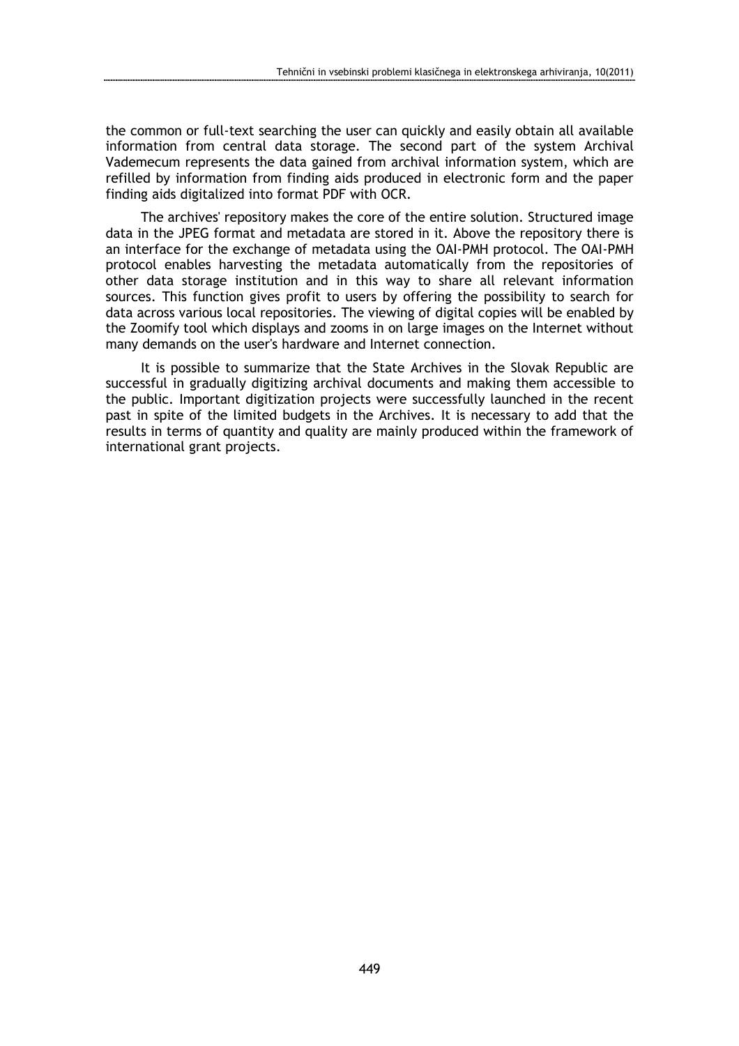the common or full-text searching the user can quickly and easily obtain all available information from central data storage. The second part of the system Archival Vademecum represents the data gained from archival information system, which are refilled by information from finding aids produced in electronic form and the paper finding aids digitalized into format PDF with OCR.

The archives' repository makes the core of the entire solution. Structured image data in the JPEG format and metadata are stored in it. Above the repository there is an interface for the exchange of metadata using the OAI-PMH protocol. The OAI-PMH protocol enables harvesting the metadata automatically from the repositories of other data storage institution and in this way to share all relevant information sources. This function gives profit to users by offering the possibility to search for data across various local repositories. The viewing of digital copies will be enabled by the Zoomify tool which displays and zooms in on large images on the Internet without many demands on the user's hardware and Internet connection.

It is possible to summarize that the State Archives in the Slovak Republic are successful in gradually digitizing archival documents and making them accessible to the public. Important digitization projects were successfully launched in the recent past in spite of the limited budgets in the Archives. It is necessary to add that the results in terms of quantity and quality are mainly produced within the framework of international grant projects.